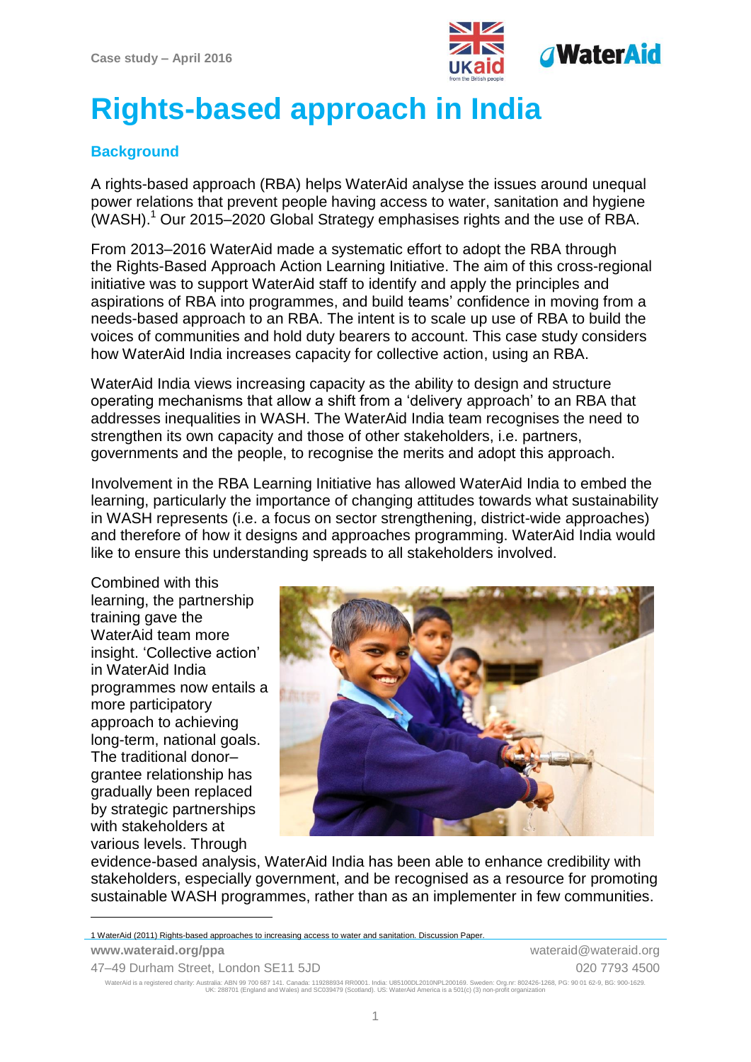Case study – April 2016

# Rights-based approach in India

## Background

A rights-based approach (RBA) helps WaterAid analyse the issues around unequal power relations that prevent people having access to water, sanitation and hygiene (WASH).[1] Our 2015–2020 Global Strategy emphasises rights and the use of RBA.

From 2013–2016 WaterAid made a systematic effort to adopt the RBA through the Rights-Based Approach Action Learning Initiative. The aim of this cross-regional initiative was to support WaterAid staff to identify and apply the principles and aspirations of RBA into programmes, and build teams' confidence in moving from a needs-based approach to an RBA. The intent is to scale up use of RBA to build the voices of communities and hold duty bearers to account. This case study considers how WaterAid India increases capacity for collective action, using an RBA.

WaterAid India views increasing capacity as the ability to design and structure operating mechanisms that allow a shift from a 'delivery approach' to an RBA that addresses inequalities in WASH. The WaterAid India team recognises the need to strengthen its own capacity and those of other stakeholders, i.e. partners, governments and the people, to recognise the merits and adopt this approach.

Involvement in the RBA Learning Initiative has allowed WaterAid India to embed the learning, particularly the importance of changing attitudes towards what sustainability in WASH represents (i.e. a focus on sector strengthening, district-wide approaches) and therefore of how it designs and approaches programming. WaterAid India would like to ensure this understanding spreads to all stakeholders involved.

Combined with this learning, the partnership training gave the WaterAid team more insight. 'Collective action' in WaterAid India programmes now entails a more participatory approach to achieving long-term, national goals. The traditional donor–grantee relationship has gradually been replaced by strategic partnerships with stakeholders at various levels. Through evidence-based analysis, WaterAid India has been able to enhance credibility with stakeholders, especially government, and be recognised as a resource for promoting sustainable WASH programmes, rather than as an implementer in few communities.

[1] WaterAid (2011) Rights-based approaches to increasing access to water and sanitation. Discussion Paper.

www.wateraid.org/ppa | wateraid@wateraid.org
47–49 Durham Street, London SE11 5JD | 020 7793 4500

WaterAid is a registered charity: Australia: ABN 99 700 687 141. Canada: 119288934 RR0001. India: U85100DL2010NPL200169. Sweden: Org.nr: 802426-1268, PG: 90 01 62-9, BG: 900-1629. UK: 288701 (England and Wales) and SC039479 (Scotland). US: WaterAid America is a 501(c) (3) non-profit organization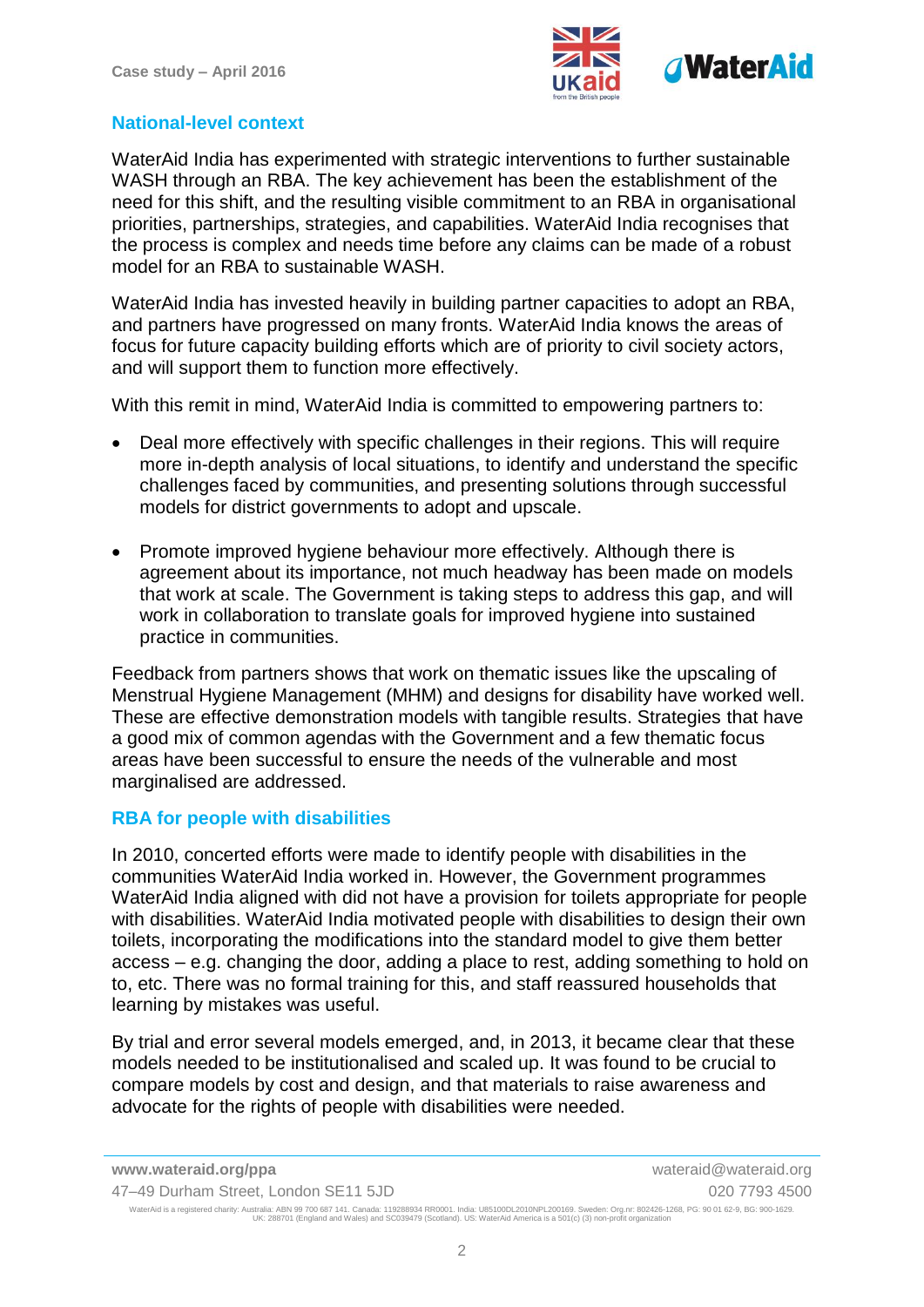## National-level context

WaterAid India has experimented with strategic interventions to further sustainable WASH through an RBA. The key achievement has been the establishment of the need for this shift, and the resulting visible commitment to an RBA in organisational priorities, partnerships, strategies, and capabilities. WaterAid India recognises that the process is complex and needs time before any claims can be made of a robust model for an RBA to sustainable WASH.

WaterAid India has invested heavily in building partner capacities to adopt an RBA, and partners have progressed on many fronts. WaterAid India knows the areas of focus for future capacity building efforts which are of priority to civil society actors, and will support them to function more effectively.

With this remit in mind, WaterAid India is committed to empowering partners to:

- Deal more effectively with specific challenges in their regions. This will require more in-depth analysis of local situations, to identify and understand the specific challenges faced by communities, and presenting solutions through successful models for district governments to adopt and upscale.
- Promote improved hygiene behaviour more effectively. Although there is agreement about its importance, not much headway has been made on models that work at scale. The Government is taking steps to address this gap, and will work in collaboration to translate goals for improved hygiene into sustained practice in communities.

Feedback from partners shows that work on thematic issues like the upscaling of Menstrual Hygiene Management (MHM) and designs for disability have worked well. These are effective demonstration models with tangible results. Strategies that have a good mix of common agendas with the Government and a few thematic focus areas have been successful to ensure the needs of the vulnerable and most marginalised are addressed.

## RBA for people with disabilities

In 2010, concerted efforts were made to identify people with disabilities in the communities WaterAid India worked in. However, the Government programmes WaterAid India aligned with did not have a provision for toilets appropriate for people with disabilities. WaterAid India motivated people with disabilities to design their own toilets, incorporating the modifications into the standard model to give them better access – e.g. changing the door, adding a place to rest, adding something to hold on to, etc. There was no formal training for this, and staff reassured households that learning by mistakes was useful.

By trial and error several models emerged, and, in 2013, it became clear that these models needed to be institutionalised and scaled up. It was found to be crucial to compare models by cost and design, and that materials to raise awareness and advocate for the rights of people with disabilities were needed.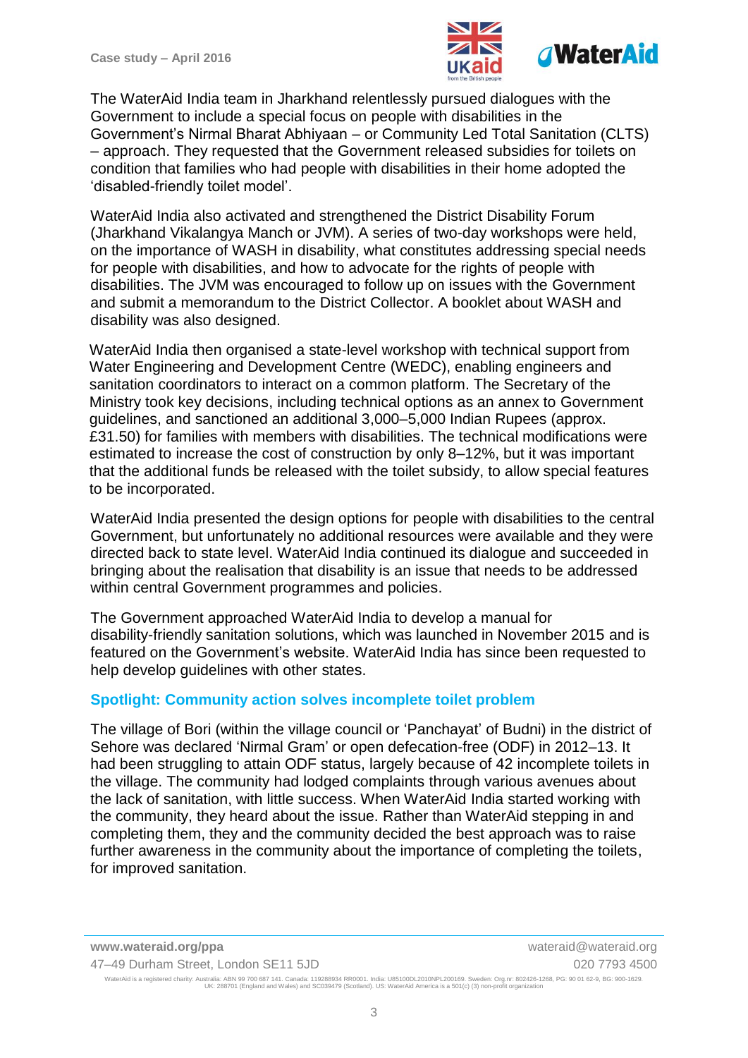The WaterAid India team in Jharkhand relentlessly pursued dialogues with the Government to include a special focus on people with disabilities in the Government's Nirmal Bharat Abhiyaan – or Community Led Total Sanitation (CLTS) – approach. They requested that the Government released subsidies for toilets on condition that families who had people with disabilities in their home adopted the 'disabled-friendly toilet model'.

WaterAid India also activated and strengthened the District Disability Forum (Jharkhand Vikalangya Manch or JVM). A series of two-day workshops were held, on the importance of WASH in disability, what constitutes addressing special needs for people with disabilities, and how to advocate for the rights of people with disabilities. The JVM was encouraged to follow up on issues with the Government and submit a memorandum to the District Collector. A booklet about WASH and disability was also designed.

WaterAid India then organised a state-level workshop with technical support from Water Engineering and Development Centre (WEDC), enabling engineers and sanitation coordinators to interact on a common platform. The Secretary of the Ministry took key decisions, including technical options as an annex to Government guidelines, and sanctioned an additional 3,000–5,000 Indian Rupees (approx. £31.50) for families with members with disabilities. The technical modifications were estimated to increase the cost of construction by only 8–12%, but it was important that the additional funds be released with the toilet subsidy, to allow special features to be incorporated.

WaterAid India presented the design options for people with disabilities to the central Government, but unfortunately no additional resources were available and they were directed back to state level. WaterAid India continued its dialogue and succeeded in bringing about the realisation that disability is an issue that needs to be addressed within central Government programmes and policies.

The Government approached WaterAid India to develop a manual for disability-friendly sanitation solutions, which was launched in November 2015 and is featured on the Government's website. WaterAid India has since been requested to help develop guidelines with other states.

## Spotlight: Community action solves incomplete toilet problem

The village of Bori (within the village council or 'Panchayat' of Budni) in the district of Sehore was declared 'Nirmal Gram' or open defecation-free (ODF) in 2012–13. It had been struggling to attain ODF status, largely because of 42 incomplete toilets in the village. The community had lodged complaints through various avenues about the lack of sanitation, with little success. When WaterAid India started working with the community, they heard about the issue. Rather than WaterAid stepping in and completing them, they and the community decided the best approach was to raise further awareness in the community about the importance of completing the toilets, for improved sanitation.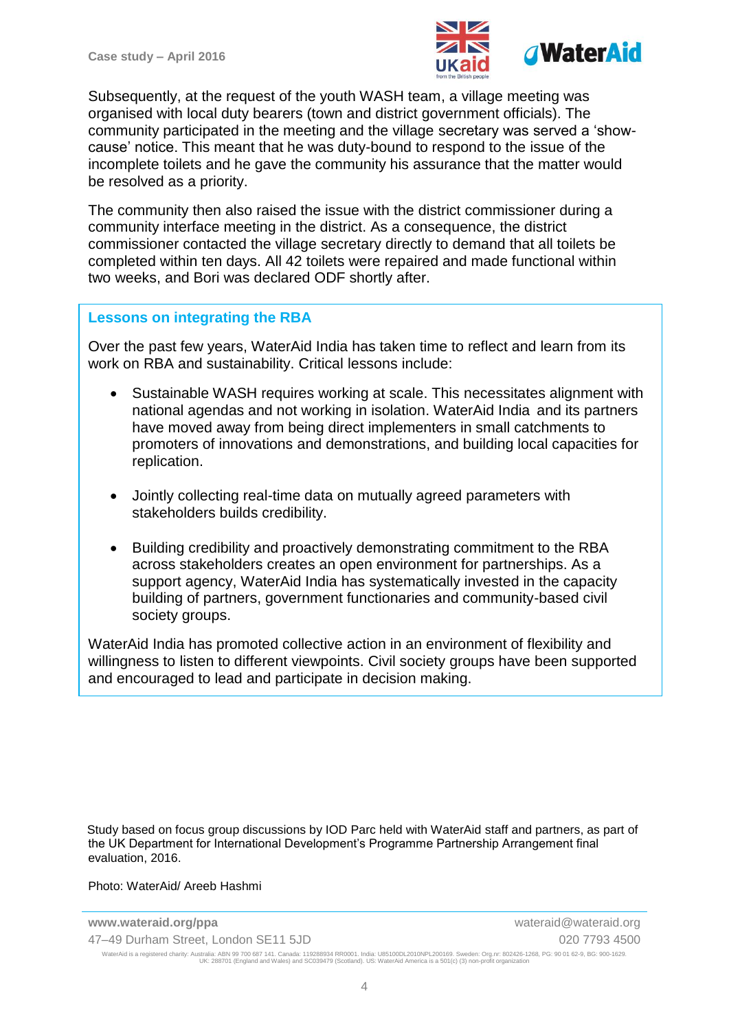Subsequently, at the request of the youth WASH team, a village meeting was organised with local duty bearers (town and district government officials). The community participated in the meeting and the village secretary was served a 'show-cause' notice. This meant that he was duty-bound to respond to the issue of the incomplete toilets and he gave the community his assurance that the matter would be resolved as a priority.

The community then also raised the issue with the district commissioner during a community interface meeting in the district. As a consequence, the district commissioner contacted the village secretary directly to demand that all toilets be completed within ten days. All 42 toilets were repaired and made functional within two weeks, and Bori was declared ODF shortly after.

## Lessons on integrating the RBA

Over the past few years, WaterAid India has taken time to reflect and learn from its work on RBA and sustainability. Critical lessons include:

- Sustainable WASH requires working at scale. This necessitates alignment with national agendas and not working in isolation. WaterAid India and its partners have moved away from being direct implementers in small catchments to promoters of innovations and demonstrations, and building local capacities for replication.
- Jointly collecting real-time data on mutually agreed parameters with stakeholders builds credibility.
- Building credibility and proactively demonstrating commitment to the RBA across stakeholders creates an open environment for partnerships. As a support agency, WaterAid India has systematically invested in the capacity building of partners, government functionaries and community-based civil society groups.

WaterAid India has promoted collective action in an environment of flexibility and willingness to listen to different viewpoints. Civil society groups have been supported and encouraged to lead and participate in decision making.

Study based on focus group discussions by IOD Parc held with WaterAid staff and partners, as part of the UK Department for International Development's Programme Partnership Arrangement final evaluation, 2016.

Photo: WaterAid/ Areeb Hashmi

**www.wateraid.org/ppa** wateraid@wateraid.org

47–49 Durham Street, London SE11 5JD 020 7793 4500

WaterAid is a registered charity: Australia: ABN 99 700 687 141. Canada: 119288934 RR0001. India: U85100DL2010NPL200169. Sweden: Org.nr: 802426-1268, PG: 90 01 62-9, BG: 900-1629. UK: 288701 (England and Wales) and SC039479 (Scotland). US: WaterAid America is a 501(c) (3) non-profit organization